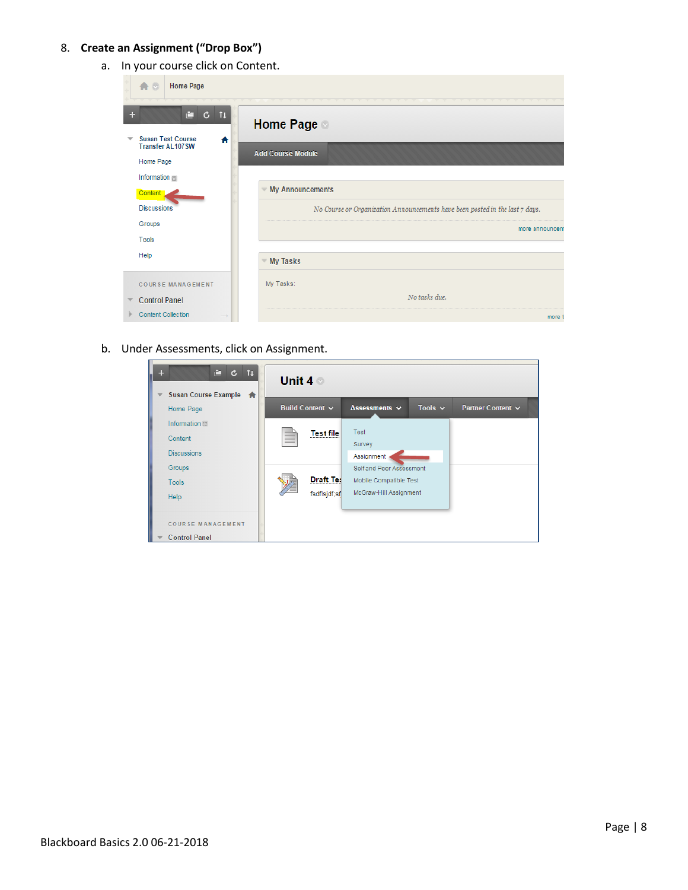8. **Create an Assignment ("Drop Box")**
    a. In your course click on Content.
    b. Under Assessments, click on Assignment.

Blackboard Basics 2.0 06-21-2018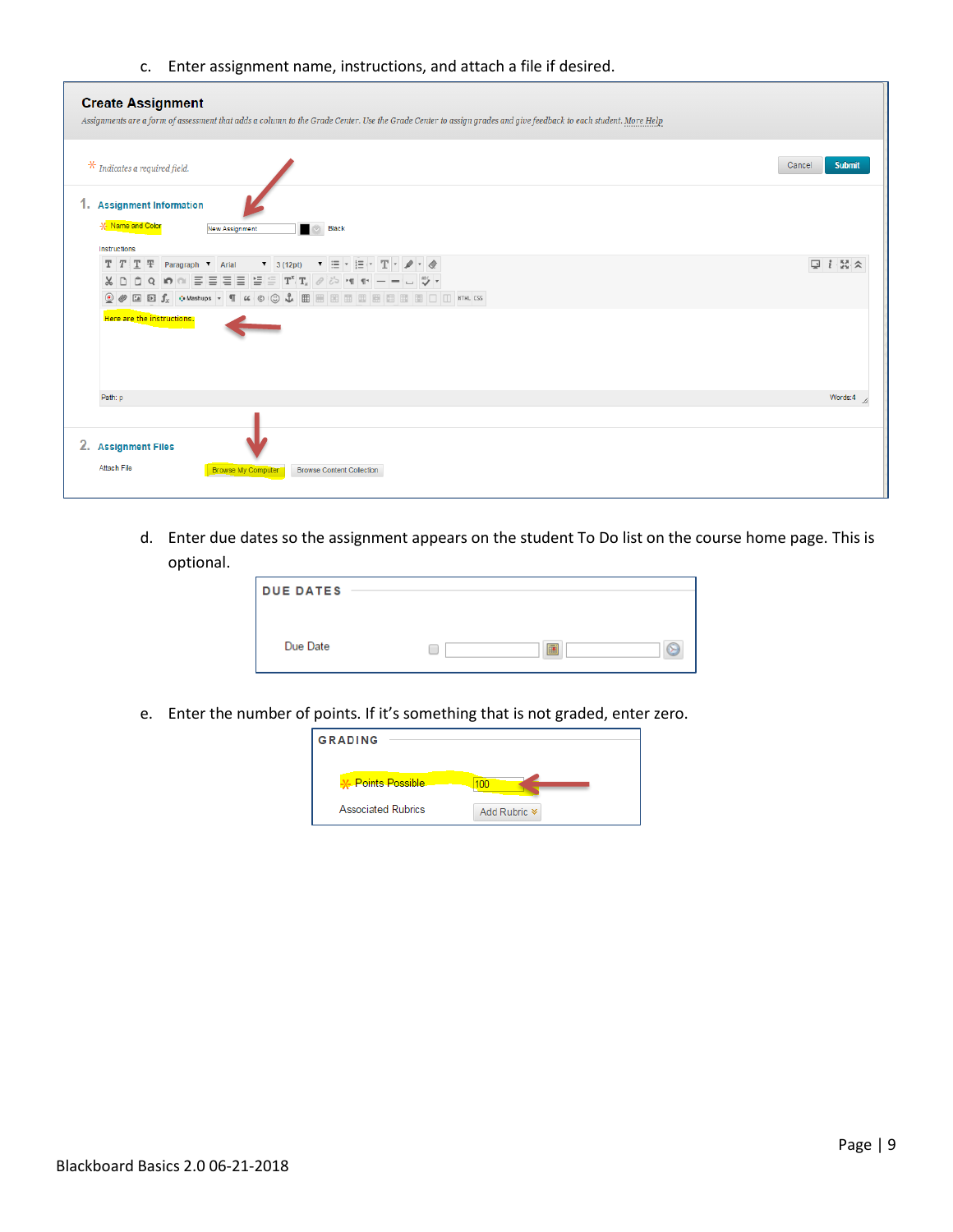c. Enter assignment name, instructions, and attach a file if desired.

d. Enter due dates so the assignment appears on the student To Do list on the course home page. This is optional.

e. Enter the number of points. If it's something that is not graded, enter zero.

Blackboard Basics 2.0 06-21-2018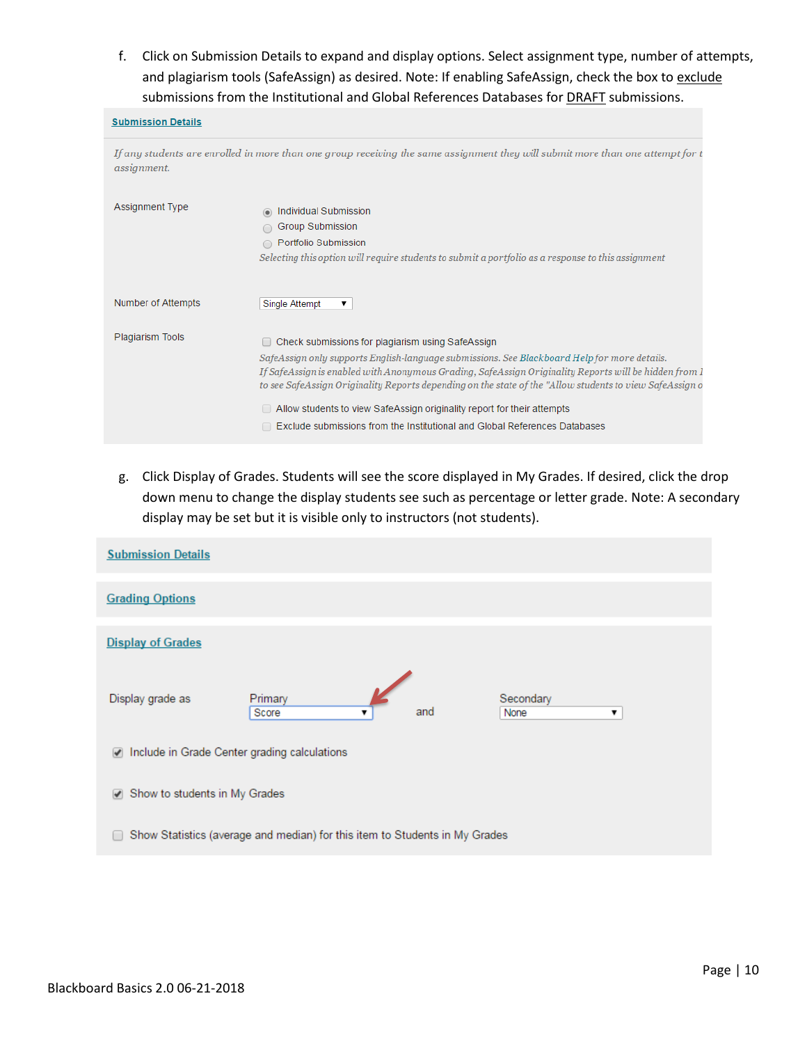f. Click on Submission Details to expand and display options. Select assignment type, number of attempts, and plagiarism tools (SafeAssign) as desired. Note: If enabling SafeAssign, check the box to exclude submissions from the Institutional and Global References Databases for DRAFT submissions.

**Submission Details**

*If any students are enrolled in more than one group receiving the same assignment they will submit more than one attempt for t assignment.*

Assignment Type
- (selected) Individual Submission
- Group Submission
- Portfolio Submission

*Selecting this option will require students to submit a portfolio as a response to this assignment*

Number of Attempts: Single Attempt

Plagiarism Tools
- [ ] Check submissions for plagiarism using SafeAssign

*SafeAssign only supports English-language submissions. See Blackboard Help for more details.*
*If SafeAssign is enabled with Anonymous Grading, SafeAssign Originality Reports will be hidden from I to see SafeAssign Originality Reports depending on the state of the "Allow students to view SafeAssign o*

- [ ] Allow students to view SafeAssign originality report for their attempts
- [ ] Exclude submissions from the Institutional and Global References Databases

g. Click Display of Grades. Students will see the score displayed in My Grades. If desired, click the drop down menu to change the display students see such as percentage or letter grade. Note: A secondary display may be set but it is visible only to instructors (not students).

**Submission Details**

**Grading Options**

**Display of Grades**

Display grade as — Primary: Score and Secondary: None

- [x] Include in Grade Center grading calculations
- [x] Show to students in My Grades
- [ ] Show Statistics (average and median) for this item to Students in My Grades

Blackboard Basics 2.0 06-21-2018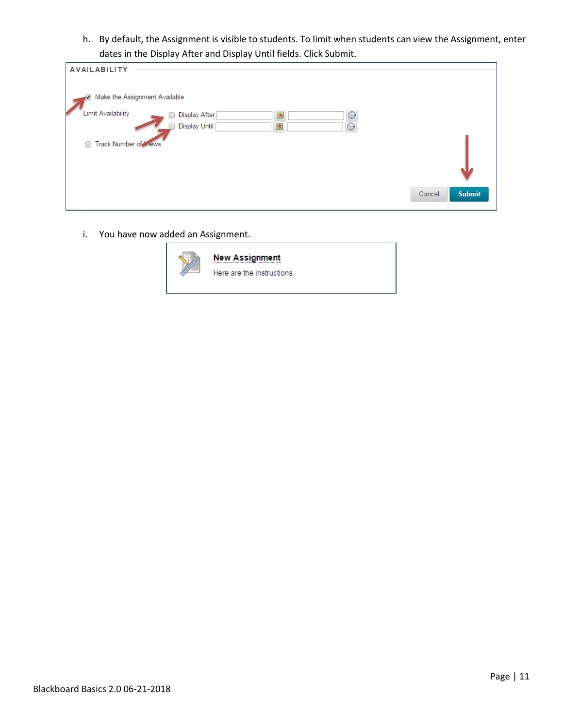h. By default, the Assignment is visible to students. To limit when students can view the Assignment, enter dates in the Display After and Display Until fields. Click Submit.

i. You have now added an Assignment.